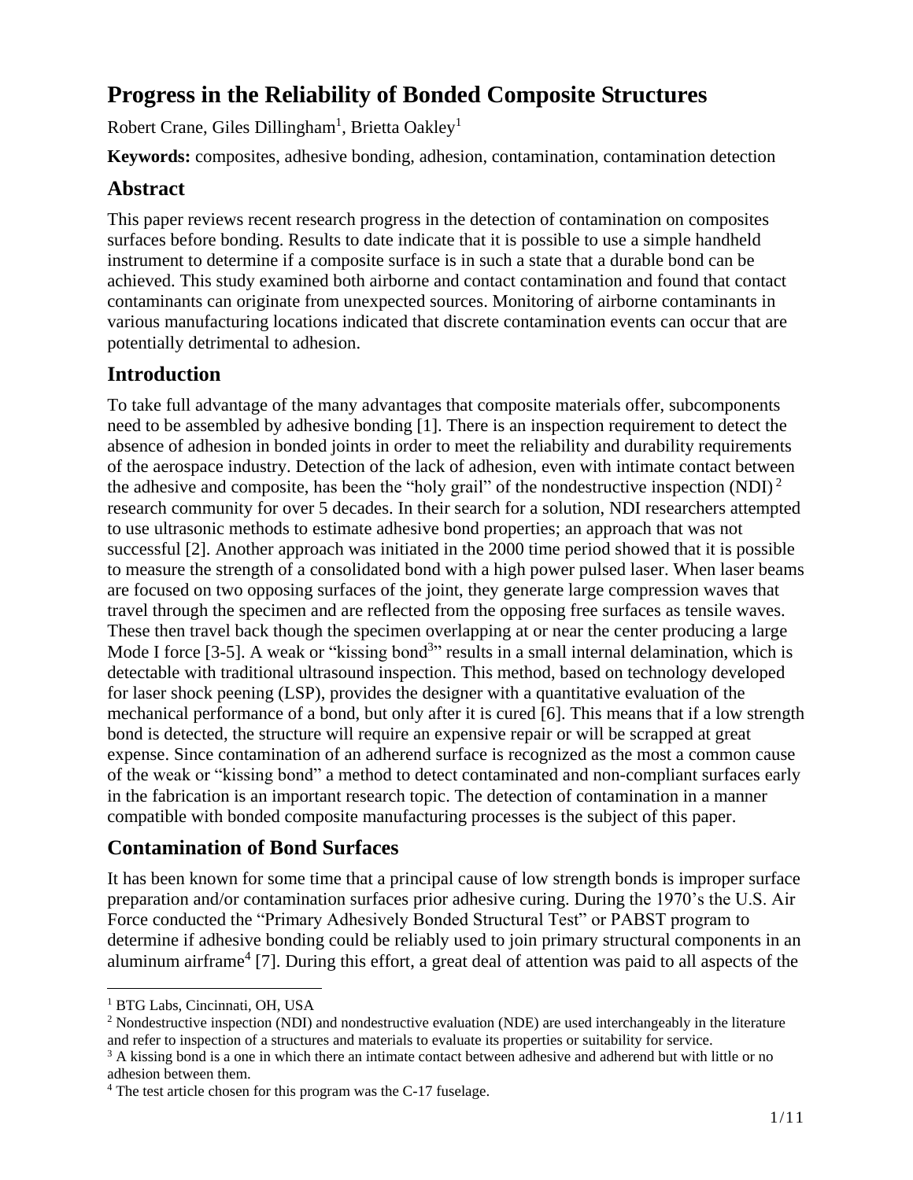# Progress in the Reliability of Bonded Composite Structures

Robert Crane, Giles Dillingham[1], Brietta Oakley[1]

**Keywords:** composites, adhesive bonding, adhesion, contamination, contamination detection

## Abstract

This paper reviews recent research progress in the detection of contamination on composites surfaces before bonding. Results to date indicate that it is possible to use a simple handheld instrument to determine if a composite surface is in such a state that a durable bond can be achieved. This study examined both airborne and contact contamination and found that contact contaminants can originate from unexpected sources. Monitoring of airborne contaminants in various manufacturing locations indicated that discrete contamination events can occur that are potentially detrimental to adhesion.

## Introduction

To take full advantage of the many advantages that composite materials offer, subcomponents need to be assembled by adhesive bonding [1]. There is an inspection requirement to detect the absence of adhesion in bonded joints in order to meet the reliability and durability requirements of the aerospace industry. Detection of the lack of adhesion, even with intimate contact between the adhesive and composite, has been the "holy grail" of the nondestructive inspection (NDI) [2] research community for over 5 decades. In their search for a solution, NDI researchers attempted to use ultrasonic methods to estimate adhesive bond properties; an approach that was not successful [2]. Another approach was initiated in the 2000 time period showed that it is possible to measure the strength of a consolidated bond with a high power pulsed laser. When laser beams are focused on two opposing surfaces of the joint, they generate large compression waves that travel through the specimen and are reflected from the opposing free surfaces as tensile waves. These then travel back though the specimen overlapping at or near the center producing a large Mode I force [3-5]. A weak or "kissing bond[3]" results in a small internal delamination, which is detectable with traditional ultrasound inspection. This method, based on technology developed for laser shock peening (LSP), provides the designer with a quantitative evaluation of the mechanical performance of a bond, but only after it is cured [6]. This means that if a low strength bond is detected, the structure will require an expensive repair or will be scrapped at great expense. Since contamination of an adherend surface is recognized as the most a common cause of the weak or "kissing bond" a method to detect contaminated and non-compliant surfaces early in the fabrication is an important research topic. The detection of contamination in a manner compatible with bonded composite manufacturing processes is the subject of this paper.

## Contamination of Bond Surfaces

It has been known for some time that a principal cause of low strength bonds is improper surface preparation and/or contamination surfaces prior adhesive curing. During the 1970's the U.S. Air Force conducted the "Primary Adhesively Bonded Structural Test" or PABST program to determine if adhesive bonding could be reliably used to join primary structural components in an aluminum airframe[4] [7]. During this effort, a great deal of attention was paid to all aspects of the

---

[1] BTG Labs, Cincinnati, OH, USA

[2] Nondestructive inspection (NDI) and nondestructive evaluation (NDE) are used interchangeably in the literature and refer to inspection of a structures and materials to evaluate its properties or suitability for service.

[3] A kissing bond is a one in which there an intimate contact between adhesive and adherend but with little or no adhesion between them.

[4] The test article chosen for this program was the C-17 fuselage.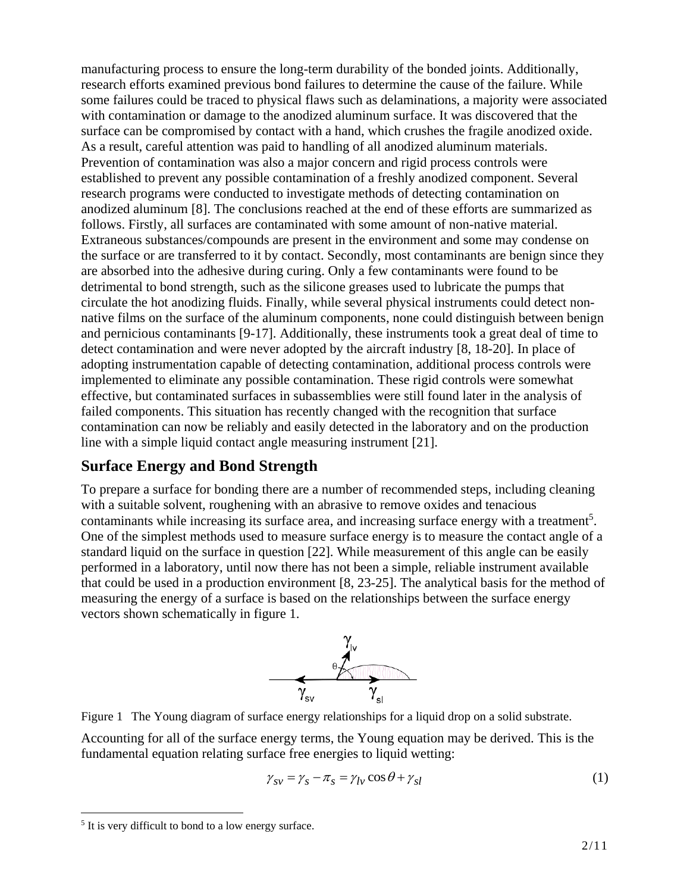manufacturing process to ensure the long-term durability of the bonded joints. Additionally, research efforts examined previous bond failures to determine the cause of the failure. While some failures could be traced to physical flaws such as delaminations, a majority were associated with contamination or damage to the anodized aluminum surface. It was discovered that the surface can be compromised by contact with a hand, which crushes the fragile anodized oxide. As a result, careful attention was paid to handling of all anodized aluminum materials. Prevention of contamination was also a major concern and rigid process controls were established to prevent any possible contamination of a freshly anodized component. Several research programs were conducted to investigate methods of detecting contamination on anodized aluminum [8]. The conclusions reached at the end of these efforts are summarized as follows. Firstly, all surfaces are contaminated with some amount of non-native material. Extraneous substances/compounds are present in the environment and some may condense on the surface or are transferred to it by contact. Secondly, most contaminants are benign since they are absorbed into the adhesive during curing. Only a few contaminants were found to be detrimental to bond strength, such as the silicone greases used to lubricate the pumps that circulate the hot anodizing fluids. Finally, while several physical instruments could detect non-native films on the surface of the aluminum components, none could distinguish between benign and pernicious contaminants [9-17]. Additionally, these instruments took a great deal of time to detect contamination and were never adopted by the aircraft industry [8, 18-20]. In place of adopting instrumentation capable of detecting contamination, additional process controls were implemented to eliminate any possible contamination. These rigid controls were somewhat effective, but contaminated surfaces in subassemblies were still found later in the analysis of failed components. This situation has recently changed with the recognition that surface contamination can now be reliably and easily detected in the laboratory and on the production line with a simple liquid contact angle measuring instrument [21].

## Surface Energy and Bond Strength

To prepare a surface for bonding there are a number of recommended steps, including cleaning with a suitable solvent, roughening with an abrasive to remove oxides and tenacious contaminants while increasing its surface area, and increasing surface energy with a treatment[5]. One of the simplest methods used to measure surface energy is to measure the contact angle of a standard liquid on the surface in question [22]. While measurement of this angle can be easily performed in a laboratory, until now there has not been a simple, reliable instrument available that could be used in a production environment [8, 23-25]. The analytical basis for the method of measuring the energy of a surface is based on the relationships between the surface energy vectors shown schematically in figure 1.

Figure 1 The Young diagram of surface energy relationships for a liquid drop on a solid substrate.

Accounting for all of the surface energy terms, the Young equation may be derived. This is the fundamental equation relating surface free energies to liquid wetting:

$$\gamma_{sv} = \gamma_s - \pi_s = \gamma_{lv} \cos\theta + \gamma_{sl} \tag{1}$$

[5] It is very difficult to bond to a low energy surface.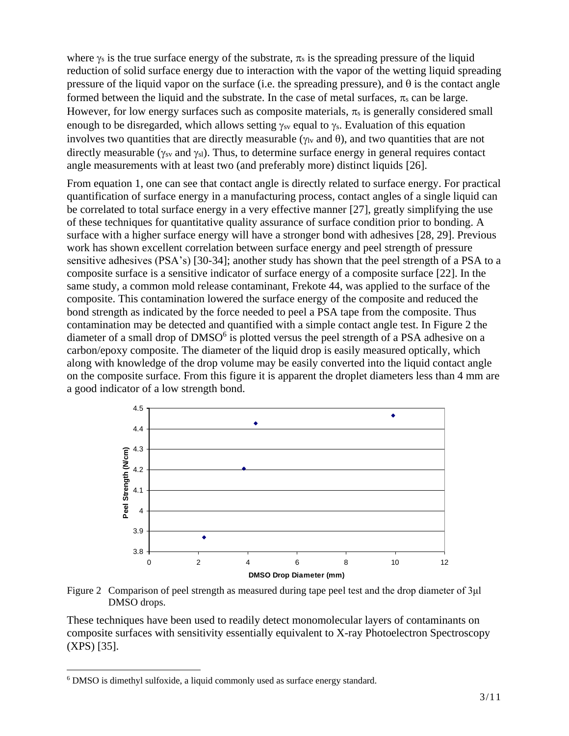where $\gamma_s$ is the true surface energy of the substrate, $\pi_s$ is the spreading pressure of the liquid reduction of solid surface energy due to interaction with the vapor of the wetting liquid spreading pressure of the liquid vapor on the surface (i.e. the spreading pressure), and $\theta$ is the contact angle formed between the liquid and the substrate. In the case of metal surfaces, $\pi_s$ can be large. However, for low energy surfaces such as composite materials, $\pi_s$ is generally considered small enough to be disregarded, which allows setting $\gamma_{sv}$ equal to $\gamma_s$. Evaluation of this equation involves two quantities that are directly measurable ($\gamma_{lv}$ and $\theta$), and two quantities that are not directly measurable ($\gamma_{sv}$ and $\gamma_{sl}$). Thus, to determine surface energy in general requires contact angle measurements with at least two (and preferably more) distinct liquids [26].

From equation 1, one can see that contact angle is directly related to surface energy. For practical quantification of surface energy in a manufacturing process, contact angles of a single liquid can be correlated to total surface energy in a very effective manner [27], greatly simplifying the use of these techniques for quantitative quality assurance of surface condition prior to bonding. A surface with a higher surface energy will have a stronger bond with adhesives [28, 29]. Previous work has shown excellent correlation between surface energy and peel strength of pressure sensitive adhesives (PSA's) [30-34]; another study has shown that the peel strength of a PSA to a composite surface is a sensitive indicator of surface energy of a composite surface [22]. In the same study, a common mold release contaminant, Frekote 44, was applied to the surface of the composite. This contamination lowered the surface energy of the composite and reduced the bond strength as indicated by the force needed to peel a PSA tape from the composite. Thus contamination may be detected and quantified with a simple contact angle test. In Figure 2 the diameter of a small drop of DMSO[6] is plotted versus the peel strength of a PSA adhesive on a carbon/epoxy composite. The diameter of the liquid drop is easily measured optically, which along with knowledge of the drop volume may be easily converted into the liquid contact angle on the composite surface. From this figure it is apparent the droplet diameters less than 4 mm are a good indicator of a low strength bond.

Figure 2 Comparison of peel strength as measured during tape peel test and the drop diameter of 3μl DMSO drops.

These techniques have been used to readily detect monomolecular layers of contaminants on composite surfaces with sensitivity essentially equivalent to X-ray Photoelectron Spectroscopy (XPS) [35].

[6] DMSO is dimethyl sulfoxide, a liquid commonly used as surface energy standard.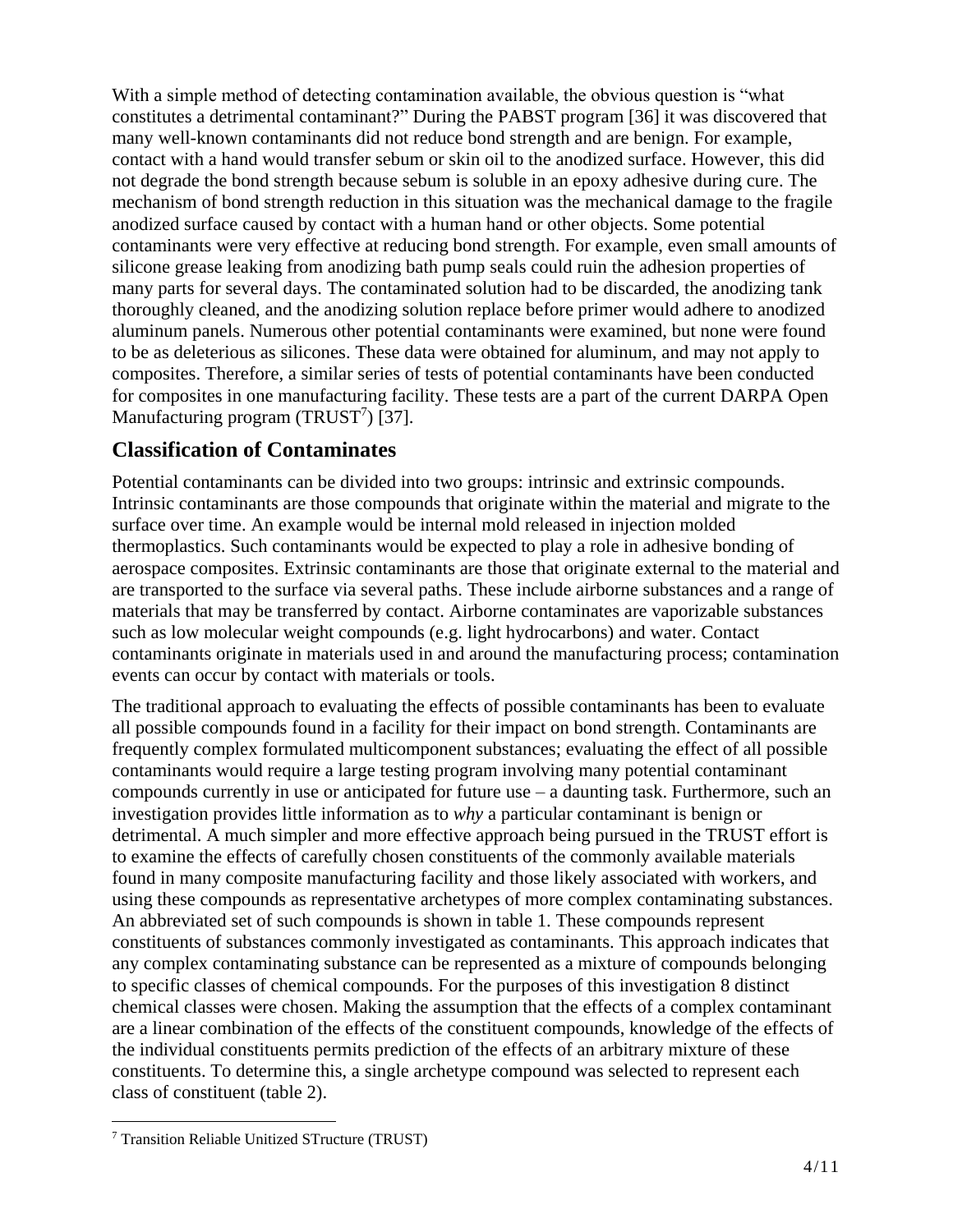With a simple method of detecting contamination available, the obvious question is "what constitutes a detrimental contaminant?" During the PABST program [36] it was discovered that many well-known contaminants did not reduce bond strength and are benign. For example, contact with a hand would transfer sebum or skin oil to the anodized surface. However, this did not degrade the bond strength because sebum is soluble in an epoxy adhesive during cure. The mechanism of bond strength reduction in this situation was the mechanical damage to the fragile anodized surface caused by contact with a human hand or other objects. Some potential contaminants were very effective at reducing bond strength. For example, even small amounts of silicone grease leaking from anodizing bath pump seals could ruin the adhesion properties of many parts for several days. The contaminated solution had to be discarded, the anodizing tank thoroughly cleaned, and the anodizing solution replace before primer would adhere to anodized aluminum panels. Numerous other potential contaminants were examined, but none were found to be as deleterious as silicones. These data were obtained for aluminum, and may not apply to composites. Therefore, a similar series of tests of potential contaminants have been conducted for composites in one manufacturing facility. These tests are a part of the current DARPA Open Manufacturing program (TRUST[7]) [37].

## Classification of Contaminates

Potential contaminants can be divided into two groups: intrinsic and extrinsic compounds. Intrinsic contaminants are those compounds that originate within the material and migrate to the surface over time. An example would be internal mold released in injection molded thermoplastics. Such contaminants would be expected to play a role in adhesive bonding of aerospace composites. Extrinsic contaminants are those that originate external to the material and are transported to the surface via several paths. These include airborne substances and a range of materials that may be transferred by contact. Airborne contaminates are vaporizable substances such as low molecular weight compounds (e.g. light hydrocarbons) and water. Contact contaminants originate in materials used in and around the manufacturing process; contamination events can occur by contact with materials or tools.

The traditional approach to evaluating the effects of possible contaminants has been to evaluate all possible compounds found in a facility for their impact on bond strength. Contaminants are frequently complex formulated multicomponent substances; evaluating the effect of all possible contaminants would require a large testing program involving many potential contaminant compounds currently in use or anticipated for future use – a daunting task. Furthermore, such an investigation provides little information as to *why* a particular contaminant is benign or detrimental. A much simpler and more effective approach being pursued in the TRUST effort is to examine the effects of carefully chosen constituents of the commonly available materials found in many composite manufacturing facility and those likely associated with workers, and using these compounds as representative archetypes of more complex contaminating substances. An abbreviated set of such compounds is shown in table 1. These compounds represent constituents of substances commonly investigated as contaminants. This approach indicates that any complex contaminating substance can be represented as a mixture of compounds belonging to specific classes of chemical compounds. For the purposes of this investigation 8 distinct chemical classes were chosen. Making the assumption that the effects of a complex contaminant are a linear combination of the effects of the constituent compounds, knowledge of the effects of the individual constituents permits prediction of the effects of an arbitrary mixture of these constituents. To determine this, a single archetype compound was selected to represent each class of constituent (table 2).

[7] Transition Reliable Unitized STructure (TRUST)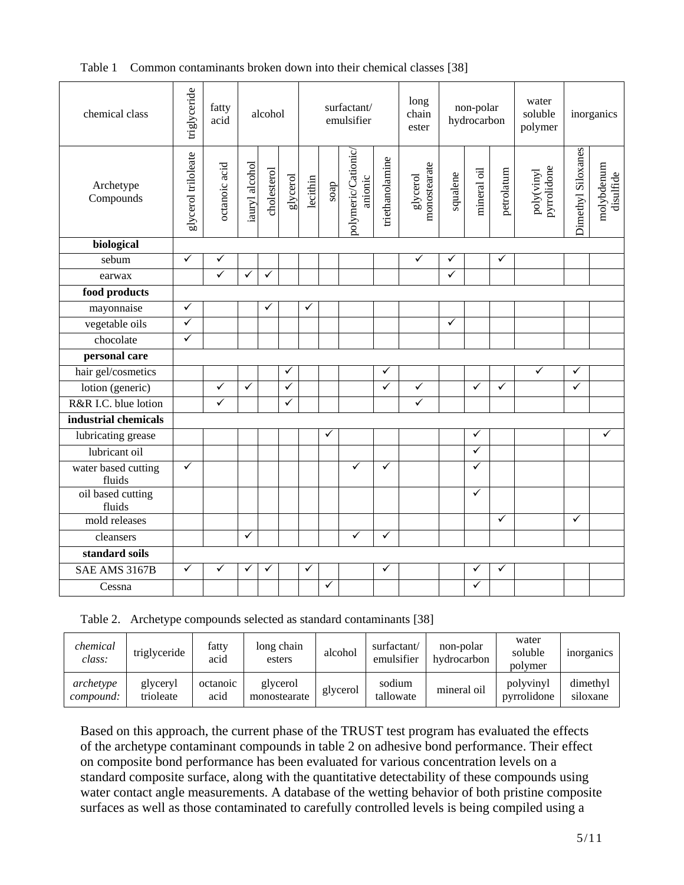Table 1 Common contaminants broken down into their chemical classes [38]

| chemical class | triglyceride | fatty acid | alcohol | | | surfactant/ emulsifier | | | | long chain ester | non-polar hydrocarbon | | | water soluble polymer | inorganics | |
|---|---|---|---|---|---|---|---|---|---|---|---|---|---|---|---|---|
| Archetype Compounds | glycerol triloleate | octanoic acid | iauryl alcohol | cholesterol | glycerol | lecithin | soap | polymeric/Cationic/ anionic | triethanolamine | glycerol monostearate | squalene | mineral oil | petrolatum | poly(vinyl pyrrolidone | Dimethyl Siloxanes | molybdenum disulfide |
| **biological** | | | | | | | | | | | | | | | | |
| sebum | ✓ | ✓ | | | | | | | | ✓ | ✓ | | ✓ | | | |
| earwax | | ✓ | ✓ | ✓ | | | | | | | ✓ | | | | | |
| **food products** | | | | | | | | | | | | | | | | |
| mayonnaise | ✓ | | | ✓ | | ✓ | | | | | | | | | | |
| vegetable oils | ✓ | | | | | | | | | | ✓ | | | | | |
| chocolate | ✓ | | | | | | | | | | | | | | | |
| **personal care** | | | | | | | | | | | | | | | | |
| hair gel/cosmetics | | | | | ✓ | | | | ✓ | | | | | ✓ | ✓ | |
| lotion (generic) | | ✓ | ✓ | | ✓ | | | | ✓ | ✓ | | ✓ | ✓ | | ✓ | |
| R&R I.C. blue lotion | | ✓ | | | ✓ | | | | | ✓ | | | | | | |
| **industrial chemicals** | | | | | | | | | | | | | | | | |
| lubricating grease | | | | | | | ✓ | | | | | ✓ | | | | ✓ |
| lubricant oil | | | | | | | | | | | | ✓ | | | | |
| water based cutting fluids | ✓ | | | | | | | ✓ | ✓ | | | ✓ | | | | |
| oil based cutting fluids | | | | | | | | | | | | ✓ | | | | |
| mold releases | | | | | | | | | | | | | ✓ | | ✓ | |
| cleansers | | | ✓ | | | | | ✓ | ✓ | | | | | | | |
| **standard soils** | | | | | | | | | | | | | | | | |
| SAE AMS 3167B | ✓ | ✓ | ✓ | ✓ | | ✓ | | | ✓ | | | ✓ | ✓ | | | |
| Cessna | | | | | | | ✓ | | | | | ✓ | | | | |

Table 2. Archetype compounds selected as standard contaminants [38]

| *chemical class:* | triglyceride | fatty acid | long chain esters | alcohol | surfactant/ emulsifier | non-polar hydrocarbon | water soluble polymer | inorganics |
|---|---|---|---|---|---|---|---|---|
| *archetype compound:* | glyceryl trioleate | octanoic acid | glycerol monostearate | glycerol | sodium tallowate | mineral oil | polyvinyl pyrrolidone | dimethyl siloxane |

Based on this approach, the current phase of the TRUST test program has evaluated the effects of the archetype contaminant compounds in table 2 on adhesive bond performance. Their effect on composite bond performance has been evaluated for various concentration levels on a standard composite surface, along with the quantitative detectability of these compounds using water contact angle measurements. A database of the wetting behavior of both pristine composite surfaces as well as those contaminated to carefully controlled levels is being compiled using a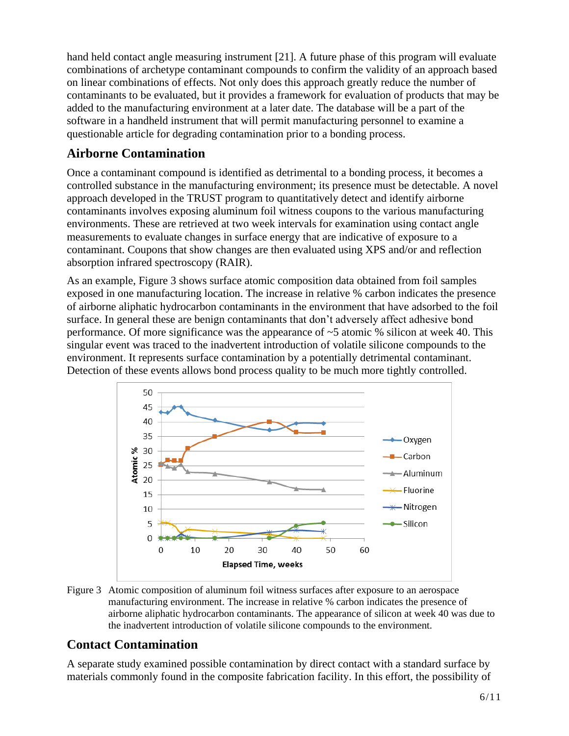hand held contact angle measuring instrument [21]. A future phase of this program will evaluate combinations of archetype contaminant compounds to confirm the validity of an approach based on linear combinations of effects. Not only does this approach greatly reduce the number of contaminants to be evaluated, but it provides a framework for evaluation of products that may be added to the manufacturing environment at a later date. The database will be a part of the software in a handheld instrument that will permit manufacturing personnel to examine a questionable article for degrading contamination prior to a bonding process.

## Airborne Contamination

Once a contaminant compound is identified as detrimental to a bonding process, it becomes a controlled substance in the manufacturing environment; its presence must be detectable. A novel approach developed in the TRUST program to quantitatively detect and identify airborne contaminants involves exposing aluminum foil witness coupons to the various manufacturing environments. These are retrieved at two week intervals for examination using contact angle measurements to evaluate changes in surface energy that are indicative of exposure to a contaminant. Coupons that show changes are then evaluated using XPS and/or and reflection absorption infrared spectroscopy (RAIR).

As an example, Figure 3 shows surface atomic composition data obtained from foil samples exposed in one manufacturing location. The increase in relative % carbon indicates the presence of airborne aliphatic hydrocarbon contaminants in the environment that have adsorbed to the foil surface. In general these are benign contaminants that don't adversely affect adhesive bond performance. Of more significance was the appearance of ~5 atomic % silicon at week 40. This singular event was traced to the inadvertent introduction of volatile silicone compounds to the environment. It represents surface contamination by a potentially detrimental contaminant. Detection of these events allows bond process quality to be much more tightly controlled.

Atomic %
50
45
40
35
30
25
20
15
10
5
0
0 10 20 30 40 50 60
Elapsed Time, weeks
Oxygen
Carbon
Aluminum
Fluorine
Nitrogen
Silicon

Figure 3 Atomic composition of aluminum foil witness surfaces after exposure to an aerospace manufacturing environment. The increase in relative % carbon indicates the presence of airborne aliphatic hydrocarbon contaminants. The appearance of silicon at week 40 was due to the inadvertent introduction of volatile silicone compounds to the environment.

## Contact Contamination

A separate study examined possible contamination by direct contact with a standard surface by materials commonly found in the composite fabrication facility. In this effort, the possibility of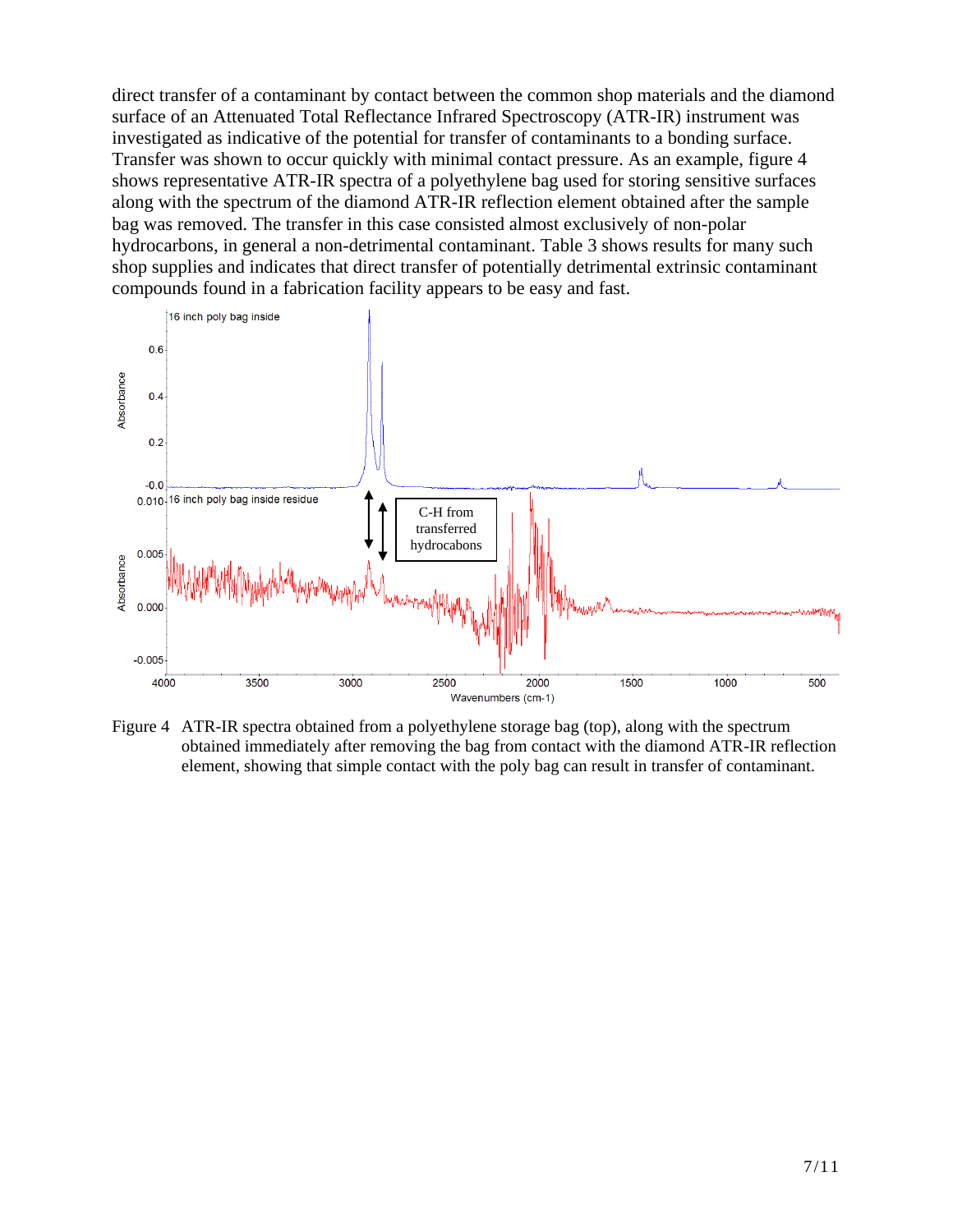direct transfer of a contaminant by contact between the common shop materials and the diamond surface of an Attenuated Total Reflectance Infrared Spectroscopy (ATR-IR) instrument was investigated as indicative of the potential for transfer of contaminants to a bonding surface. Transfer was shown to occur quickly with minimal contact pressure. As an example, figure 4 shows representative ATR-IR spectra of a polyethylene bag used for storing sensitive surfaces along with the spectrum of the diamond ATR-IR reflection element obtained after the sample bag was removed. The transfer in this case consisted almost exclusively of non-polar hydrocarbons, in general a non-detrimental contaminant. Table 3 shows results for many such shop supplies and indicates that direct transfer of potentially detrimental extrinsic contaminant compounds found in a fabrication facility appears to be easy and fast.

Figure 4 ATR-IR spectra obtained from a polyethylene storage bag (top), along with the spectrum obtained immediately after removing the bag from contact with the diamond ATR-IR reflection element, showing that simple contact with the poly bag can result in transfer of contaminant.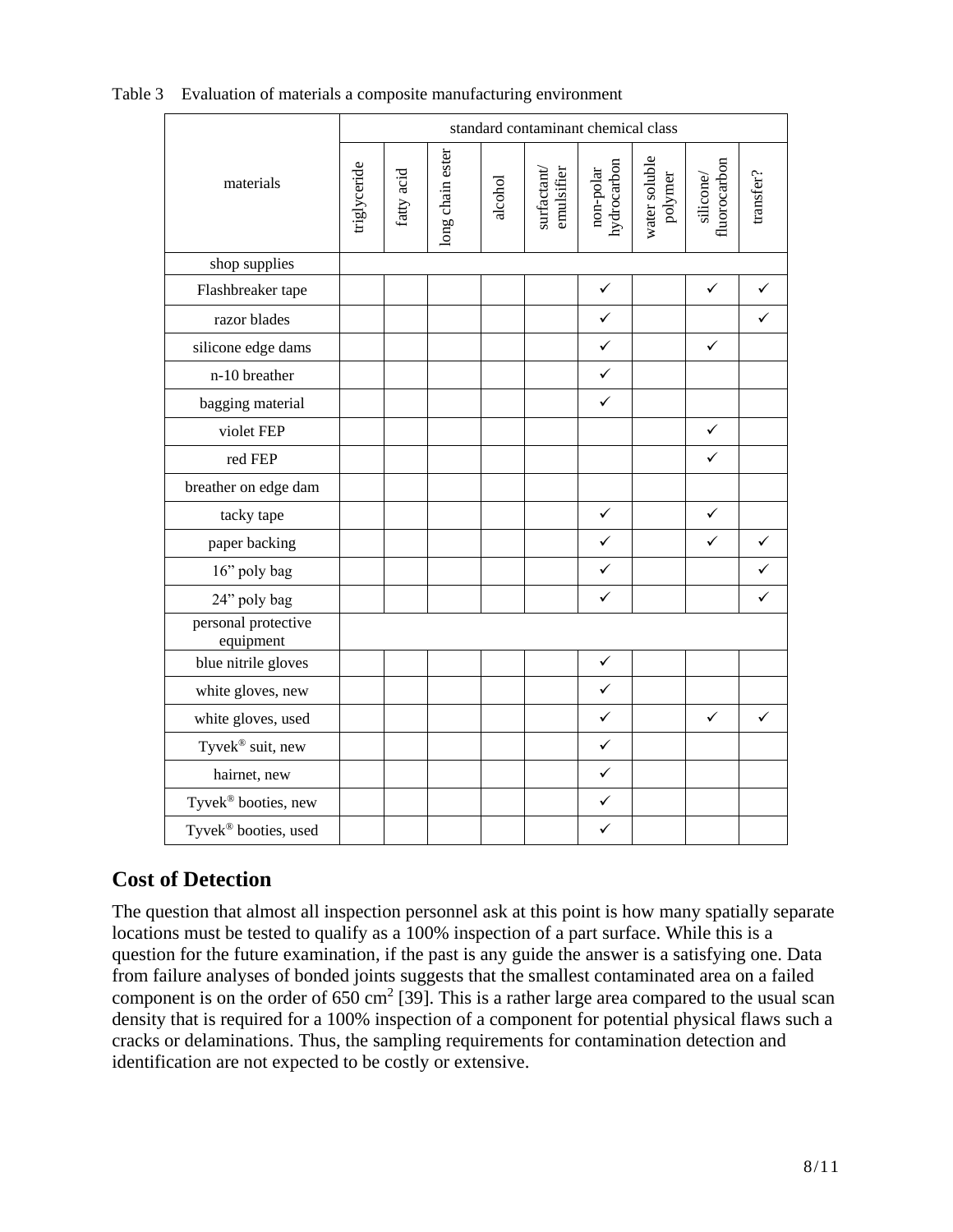Table 3 Evaluation of materials a composite manufacturing environment

| materials | standard contaminant chemical class | | | | | | | | |
|---|---|---|---|---|---|---|---|---|---|
| | triglyceride | fatty acid | long chain ester | alcohol | surfactant/ emulsifier | non-polar hydrocarbon | water soluble polymer | silicone/ fluorocarbon | transfer? |
| shop supplies | | | | | | | | | |
| Flashbreaker tape | | | | | | ✓ | | ✓ | ✓ |
| razor blades | | | | | | ✓ | | | ✓ |
| silicone edge dams | | | | | | ✓ | | ✓ | |
| n-10 breather | | | | | | ✓ | | | |
| bagging material | | | | | | ✓ | | | |
| violet FEP | | | | | | | | ✓ | |
| red FEP | | | | | | | | ✓ | |
| breather on edge dam | | | | | | | | | |
| tacky tape | | | | | | ✓ | | ✓ | |
| paper backing | | | | | | ✓ | | ✓ | ✓ |
| 16” poly bag | | | | | | ✓ | | | ✓ |
| 24” poly bag | | | | | | ✓ | | | ✓ |
| personal protective equipment | | | | | | | | | |
| blue nitrile gloves | | | | | | ✓ | | | |
| white gloves, new | | | | | | ✓ | | | |
| white gloves, used | | | | | | ✓ | | ✓ | ✓ |
| Tyvek® suit, new | | | | | | ✓ | | | |
| hairnet, new | | | | | | ✓ | | | |
| Tyvek® booties, new | | | | | | ✓ | | | |
| Tyvek® booties, used | | | | | | ✓ | | | |

## Cost of Detection

The question that almost all inspection personnel ask at this point is how many spatially separate locations must be tested to qualify as a 100% inspection of a part surface. While this is a question for the future examination, if the past is any guide the answer is a satisfying one. Data from failure analyses of bonded joints suggests that the smallest contaminated area on a failed component is on the order of 650 $cm^2$ [39]. This is a rather large area compared to the usual scan density that is required for a 100% inspection of a component for potential physical flaws such a cracks or delaminations. Thus, the sampling requirements for contamination detection and identification are not expected to be costly or extensive.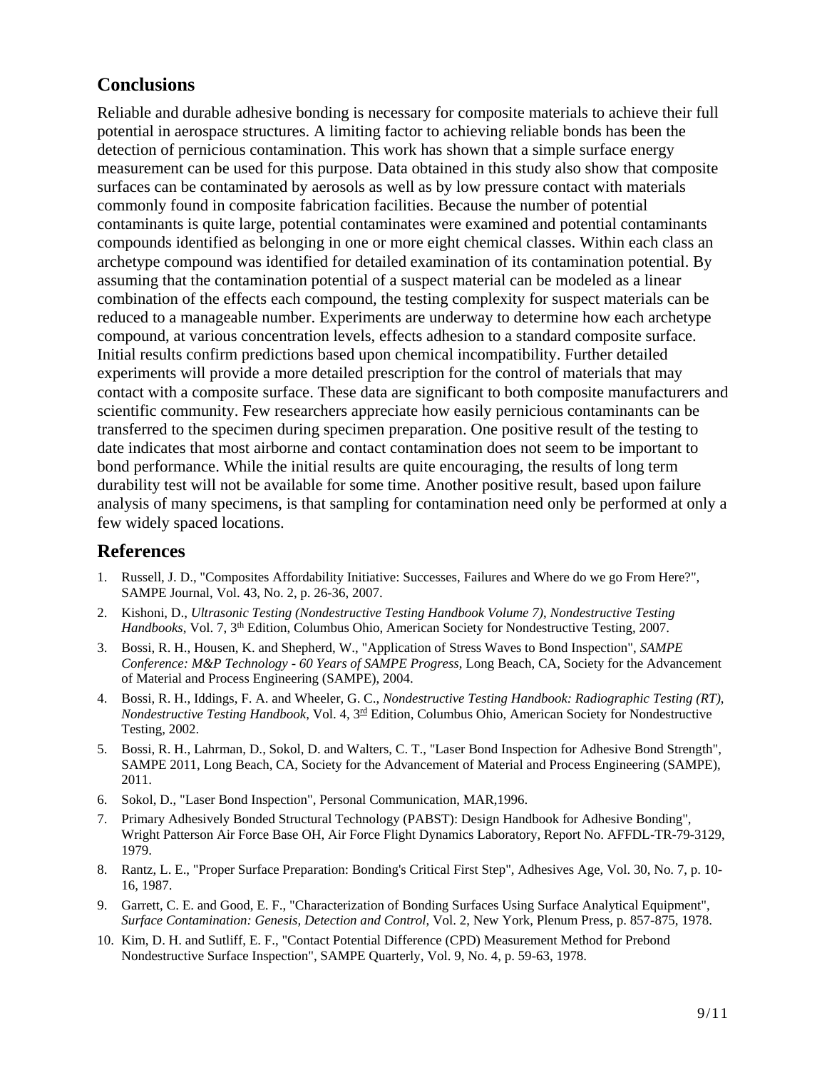## Conclusions

Reliable and durable adhesive bonding is necessary for composite materials to achieve their full potential in aerospace structures. A limiting factor to achieving reliable bonds has been the detection of pernicious contamination. This work has shown that a simple surface energy measurement can be used for this purpose. Data obtained in this study also show that composite surfaces can be contaminated by aerosols as well as by low pressure contact with materials commonly found in composite fabrication facilities. Because the number of potential contaminants is quite large, potential contaminates were examined and potential contaminants compounds identified as belonging in one or more eight chemical classes. Within each class an archetype compound was identified for detailed examination of its contamination potential. By assuming that the contamination potential of a suspect material can be modeled as a linear combination of the effects each compound, the testing complexity for suspect materials can be reduced to a manageable number. Experiments are underway to determine how each archetype compound, at various concentration levels, effects adhesion to a standard composite surface. Initial results confirm predictions based upon chemical incompatibility. Further detailed experiments will provide a more detailed prescription for the control of materials that may contact with a composite surface. These data are significant to both composite manufacturers and scientific community. Few researchers appreciate how easily pernicious contaminants can be transferred to the specimen during specimen preparation. One positive result of the testing to date indicates that most airborne and contact contamination does not seem to be important to bond performance. While the initial results are quite encouraging, the results of long term durability test will not be available for some time. Another positive result, based upon failure analysis of many specimens, is that sampling for contamination need only be performed at only a few widely spaced locations.

## References

1. Russell, J. D., "Composites Affordability Initiative: Successes, Failures and Where do we go From Here?", SAMPE Journal, Vol. 43, No. 2, p. 26-36, 2007.
2. Kishoni, D., *Ultrasonic Testing (Nondestructive Testing Handbook Volume 7), Nondestructive Testing Handbooks*, Vol. 7, 3th Edition, Columbus Ohio, American Society for Nondestructive Testing, 2007.
3. Bossi, R. H., Housen, K. and Shepherd, W., "Application of Stress Waves to Bond Inspection", *SAMPE Conference: M&P Technology - 60 Years of SAMPE Progress*, Long Beach, CA, Society for the Advancement of Material and Process Engineering (SAMPE), 2004.
4. Bossi, R. H., Iddings, F. A. and Wheeler, G. C., *Nondestructive Testing Handbook: Radiographic Testing (RT), Nondestructive Testing Handbook*, Vol. 4, 3rd Edition, Columbus Ohio, American Society for Nondestructive Testing, 2002.
5. Bossi, R. H., Lahrman, D., Sokol, D. and Walters, C. T., "Laser Bond Inspection for Adhesive Bond Strength", SAMPE 2011, Long Beach, CA, Society for the Advancement of Material and Process Engineering (SAMPE), 2011.
6. Sokol, D., "Laser Bond Inspection", Personal Communication, MAR,1996.
7. Primary Adhesively Bonded Structural Technology (PABST): Design Handbook for Adhesive Bonding", Wright Patterson Air Force Base OH, Air Force Flight Dynamics Laboratory, Report No. AFFDL-TR-79-3129, 1979.
8. Rantz, L. E., "Proper Surface Preparation: Bonding's Critical First Step", Adhesives Age, Vol. 30, No. 7, p. 10-16, 1987.
9. Garrett, C. E. and Good, E. F., "Characterization of Bonding Surfaces Using Surface Analytical Equipment", *Surface Contamination: Genesis, Detection and Control*, Vol. 2, New York, Plenum Press, p. 857-875, 1978.
10. Kim, D. H. and Sutliff, E. F., "Contact Potential Difference (CPD) Measurement Method for Prebond Nondestructive Surface Inspection", SAMPE Quarterly, Vol. 9, No. 4, p. 59-63, 1978.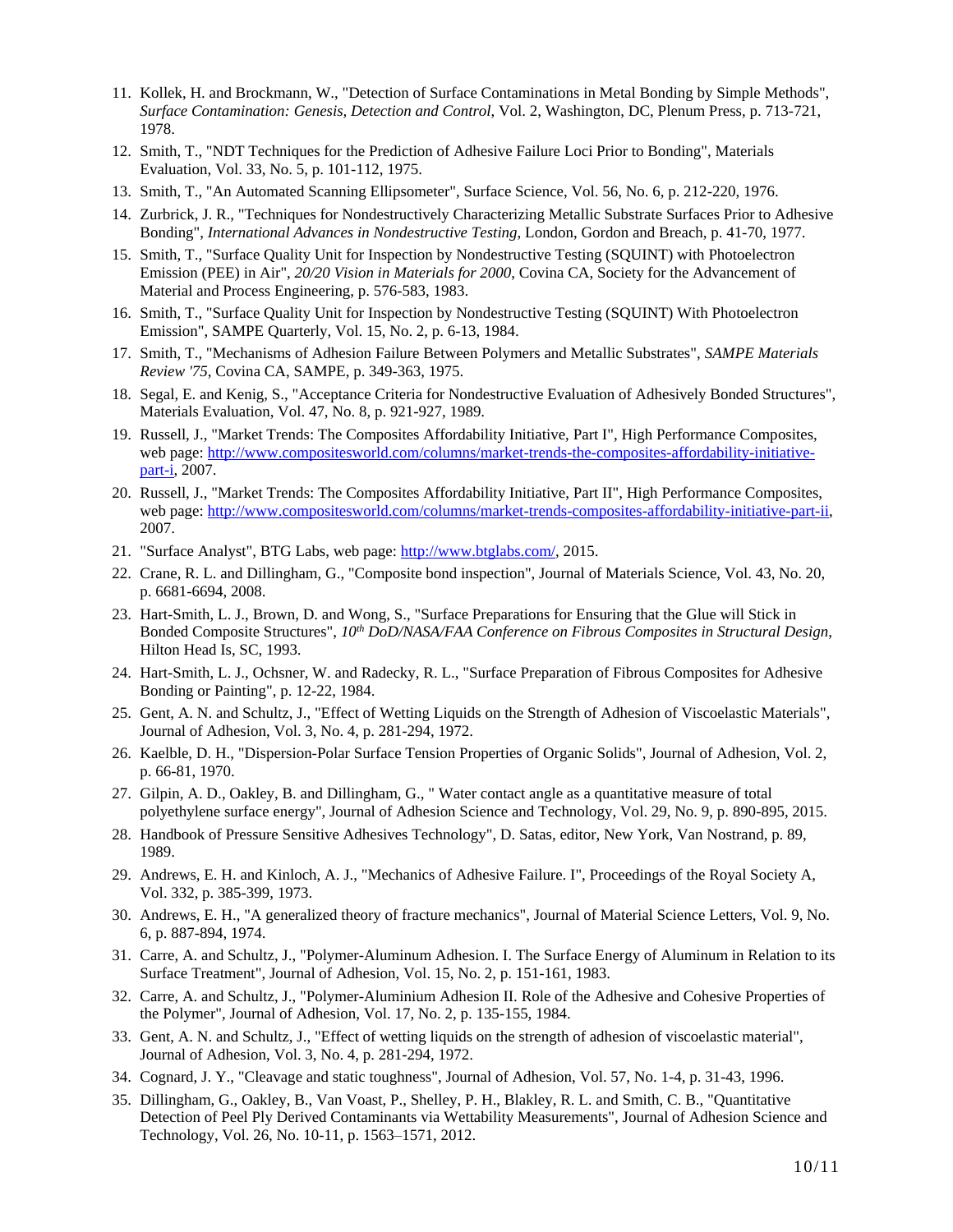11. Kollek, H. and Brockmann, W., "Detection of Surface Contaminations in Metal Bonding by Simple Methods", *Surface Contamination: Genesis, Detection and Control*, Vol. 2, Washington, DC, Plenum Press, p. 713-721, 1978.
12. Smith, T., "NDT Techniques for the Prediction of Adhesive Failure Loci Prior to Bonding", Materials Evaluation, Vol. 33, No. 5, p. 101-112, 1975.
13. Smith, T., "An Automated Scanning Ellipsometer", Surface Science, Vol. 56, No. 6, p. 212-220, 1976.
14. Zurbrick, J. R., "Techniques for Nondestructively Characterizing Metallic Substrate Surfaces Prior to Adhesive Bonding", *International Advances in Nondestructive Testing*, London, Gordon and Breach, p. 41-70, 1977.
15. Smith, T., "Surface Quality Unit for Inspection by Nondestructive Testing (SQUINT) with Photoelectron Emission (PEE) in Air", *20/20 Vision in Materials for 2000*, Covina CA, Society for the Advancement of Material and Process Engineering, p. 576-583, 1983.
16. Smith, T., "Surface Quality Unit for Inspection by Nondestructive Testing (SQUINT) With Photoelectron Emission", SAMPE Quarterly, Vol. 15, No. 2, p. 6-13, 1984.
17. Smith, T., "Mechanisms of Adhesion Failure Between Polymers and Metallic Substrates", *SAMPE Materials Review '75*, Covina CA, SAMPE, p. 349-363, 1975.
18. Segal, E. and Kenig, S., "Acceptance Criteria for Nondestructive Evaluation of Adhesively Bonded Structures", Materials Evaluation, Vol. 47, No. 8, p. 921-927, 1989.
19. Russell, J., "Market Trends: The Composites Affordability Initiative, Part I", High Performance Composites, web page: http://www.compositesworld.com/columns/market-trends-the-composites-affordability-initiative-part-i, 2007.
20. Russell, J., "Market Trends: The Composites Affordability Initiative, Part II", High Performance Composites, web page: http://www.compositesworld.com/columns/market-trends-composites-affordability-initiative-part-ii, 2007.
21. "Surface Analyst", BTG Labs, web page: http://www.btglabs.com/, 2015.
22. Crane, R. L. and Dillingham, G., "Composite bond inspection", Journal of Materials Science, Vol. 43, No. 20, p. 6681-6694, 2008.
23. Hart-Smith, L. J., Brown, D. and Wong, S., "Surface Preparations for Ensuring that the Glue will Stick in Bonded Composite Structures", *10th DoD/NASA/FAA Conference on Fibrous Composites in Structural Design*, Hilton Head Is, SC, 1993.
24. Hart-Smith, L. J., Ochsner, W. and Radecky, R. L., "Surface Preparation of Fibrous Composites for Adhesive Bonding or Painting", p. 12-22, 1984.
25. Gent, A. N. and Schultz, J., "Effect of Wetting Liquids on the Strength of Adhesion of Viscoelastic Materials", Journal of Adhesion, Vol. 3, No. 4, p. 281-294, 1972.
26. Kaelble, D. H., "Dispersion-Polar Surface Tension Properties of Organic Solids", Journal of Adhesion, Vol. 2, p. 66-81, 1970.
27. Gilpin, A. D., Oakley, B. and Dillingham, G., " Water contact angle as a quantitative measure of total polyethylene surface energy", Journal of Adhesion Science and Technology, Vol. 29, No. 9, p. 890-895, 2015.
28. Handbook of Pressure Sensitive Adhesives Technology", D. Satas, editor, New York, Van Nostrand, p. 89, 1989.
29. Andrews, E. H. and Kinloch, A. J., "Mechanics of Adhesive Failure. I", Proceedings of the Royal Society A, Vol. 332, p. 385-399, 1973.
30. Andrews, E. H., "A generalized theory of fracture mechanics", Journal of Material Science Letters, Vol. 9, No. 6, p. 887-894, 1974.
31. Carre, A. and Schultz, J., "Polymer-Aluminum Adhesion. I. The Surface Energy of Aluminum in Relation to its Surface Treatment", Journal of Adhesion, Vol. 15, No. 2, p. 151-161, 1983.
32. Carre, A. and Schultz, J., "Polymer-Aluminium Adhesion II. Role of the Adhesive and Cohesive Properties of the Polymer", Journal of Adhesion, Vol. 17, No. 2, p. 135-155, 1984.
33. Gent, A. N. and Schultz, J., "Effect of wetting liquids on the strength of adhesion of viscoelastic material", Journal of Adhesion, Vol. 3, No. 4, p. 281-294, 1972.
34. Cognard, J. Y., "Cleavage and static toughness", Journal of Adhesion, Vol. 57, No. 1-4, p. 31-43, 1996.
35. Dillingham, G., Oakley, B., Van Voast, P., Shelley, P. H., Blakley, R. L. and Smith, C. B., "Quantitative Detection of Peel Ply Derived Contaminants via Wettability Measurements", Journal of Adhesion Science and Technology, Vol. 26, No. 10-11, p. 1563–1571, 2012.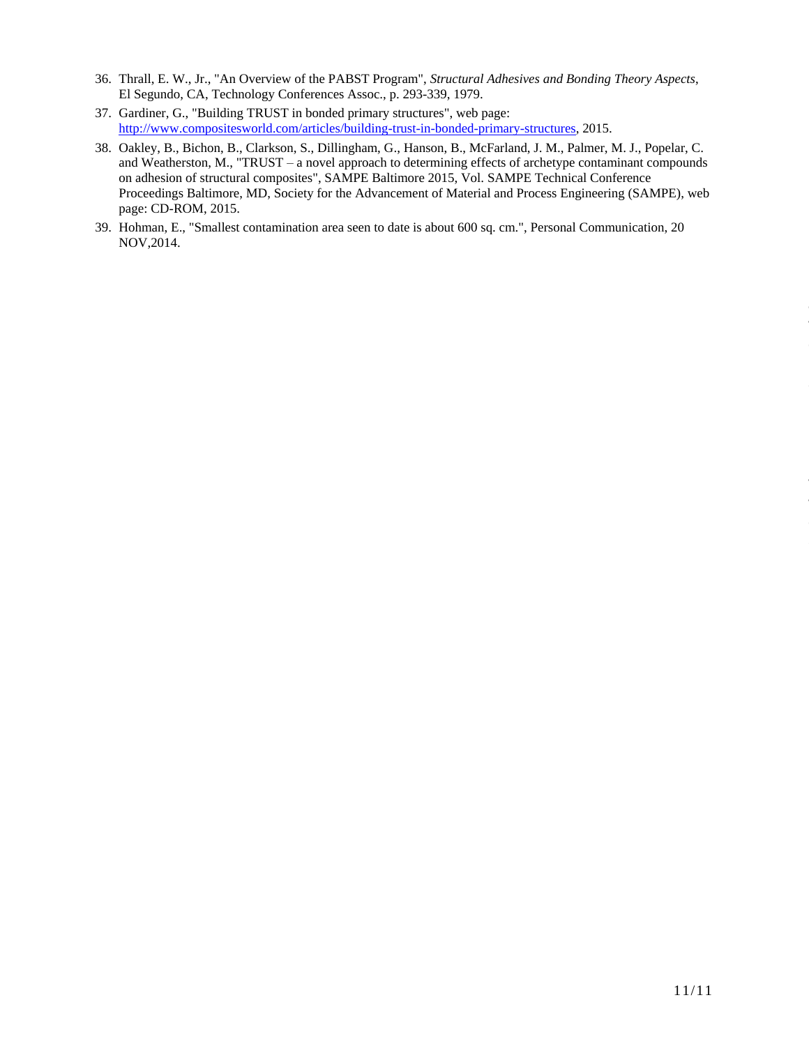36. Thrall, E. W., Jr., "An Overview of the PABST Program", *Structural Adhesives and Bonding Theory Aspects*, El Segundo, CA, Technology Conferences Assoc., p. 293-339, 1979.
37. Gardiner, G., "Building TRUST in bonded primary structures", web page: http://www.compositesworld.com/articles/building-trust-in-bonded-primary-structures, 2015.
38. Oakley, B., Bichon, B., Clarkson, S., Dillingham, G., Hanson, B., McFarland, J. M., Palmer, M. J., Popelar, C. and Weatherston, M., "TRUST – a novel approach to determining effects of archetype contaminant compounds on adhesion of structural composites", SAMPE Baltimore 2015, Vol. SAMPE Technical Conference Proceedings Baltimore, MD, Society for the Advancement of Material and Process Engineering (SAMPE), web page: CD-ROM, 2015.
39. Hohman, E., "Smallest contamination area seen to date is about 600 sq. cm.", Personal Communication, 20 NOV,2014.